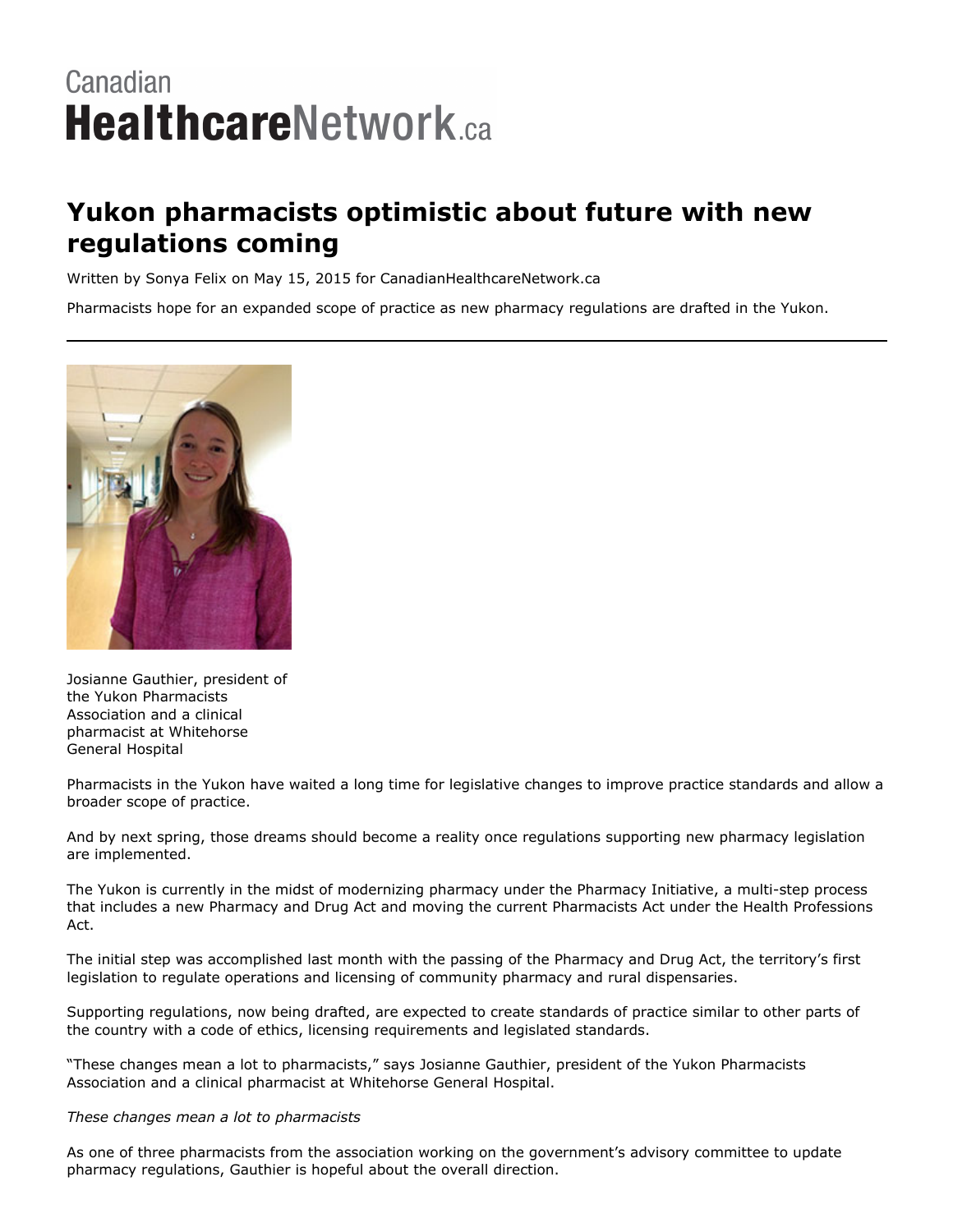Canadian **Healthcare**Network.ca

# Yukon pharmacists optimistic about future with new regulations coming

Written by Sonya Felix on May 15, 2015 for CanadianHealthcareNetwork.ca

Pharmacists hope for an expanded scope of practice as new pharmacy regulations are drafted in the Yukon.

---

Josianne Gauthier, president of the Yukon Pharmacists Association and a clinical pharmacist at Whitehorse General Hospital

Pharmacists in the Yukon have waited a long time for legislative changes to improve practice standards and allow a broader scope of practice.

And by next spring, those dreams should become a reality once regulations supporting new pharmacy legislation are implemented.

The Yukon is currently in the midst of modernizing pharmacy under the Pharmacy Initiative, a multi-step process that includes a new Pharmacy and Drug Act and moving the current Pharmacists Act under the Health Professions Act.

The initial step was accomplished last month with the passing of the Pharmacy and Drug Act, the territory's first legislation to regulate operations and licensing of community pharmacy and rural dispensaries.

Supporting regulations, now being drafted, are expected to create standards of practice similar to other parts of the country with a code of ethics, licensing requirements and legislated standards.

"These changes mean a lot to pharmacists," says Josianne Gauthier, president of the Yukon Pharmacists Association and a clinical pharmacist at Whitehorse General Hospital.

*These changes mean a lot to pharmacists*

As one of three pharmacists from the association working on the government's advisory committee to update pharmacy regulations, Gauthier is hopeful about the overall direction.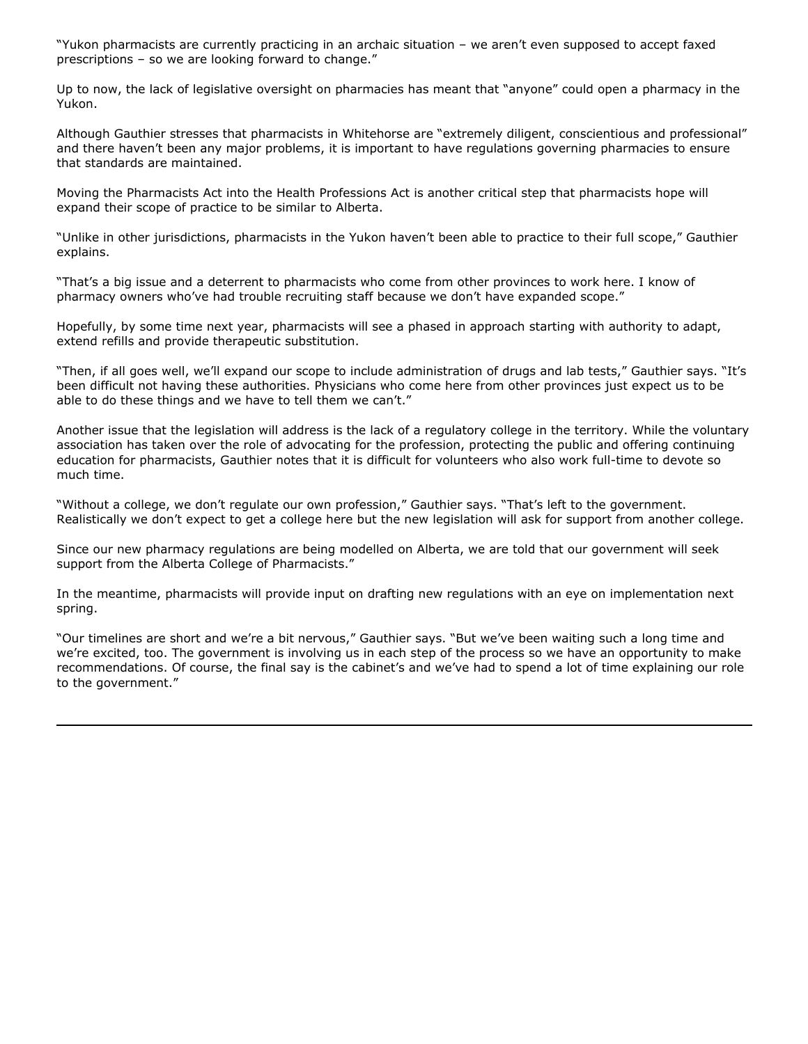"Yukon pharmacists are currently practicing in an archaic situation – we aren't even supposed to accept faxed prescriptions – so we are looking forward to change."

Up to now, the lack of legislative oversight on pharmacies has meant that "anyone" could open a pharmacy in the Yukon.

Although Gauthier stresses that pharmacists in Whitehorse are "extremely diligent, conscientious and professional" and there haven't been any major problems, it is important to have regulations governing pharmacies to ensure that standards are maintained.

Moving the Pharmacists Act into the Health Professions Act is another critical step that pharmacists hope will expand their scope of practice to be similar to Alberta.

"Unlike in other jurisdictions, pharmacists in the Yukon haven't been able to practice to their full scope," Gauthier explains.

"That's a big issue and a deterrent to pharmacists who come from other provinces to work here. I know of pharmacy owners who've had trouble recruiting staff because we don't have expanded scope."

Hopefully, by some time next year, pharmacists will see a phased in approach starting with authority to adapt, extend refills and provide therapeutic substitution.

"Then, if all goes well, we'll expand our scope to include administration of drugs and lab tests," Gauthier says. "It's been difficult not having these authorities. Physicians who come here from other provinces just expect us to be able to do these things and we have to tell them we can't."

Another issue that the legislation will address is the lack of a regulatory college in the territory. While the voluntary association has taken over the role of advocating for the profession, protecting the public and offering continuing education for pharmacists, Gauthier notes that it is difficult for volunteers who also work full-time to devote so much time.

"Without a college, we don't regulate our own profession," Gauthier says. "That's left to the government. Realistically we don't expect to get a college here but the new legislation will ask for support from another college.

Since our new pharmacy regulations are being modelled on Alberta, we are told that our government will seek support from the Alberta College of Pharmacists."

In the meantime, pharmacists will provide input on drafting new regulations with an eye on implementation next spring.

"Our timelines are short and we're a bit nervous," Gauthier says. "But we've been waiting such a long time and we're excited, too. The government is involving us in each step of the process so we have an opportunity to make recommendations. Of course, the final say is the cabinet's and we've had to spend a lot of time explaining our role to the government."

---